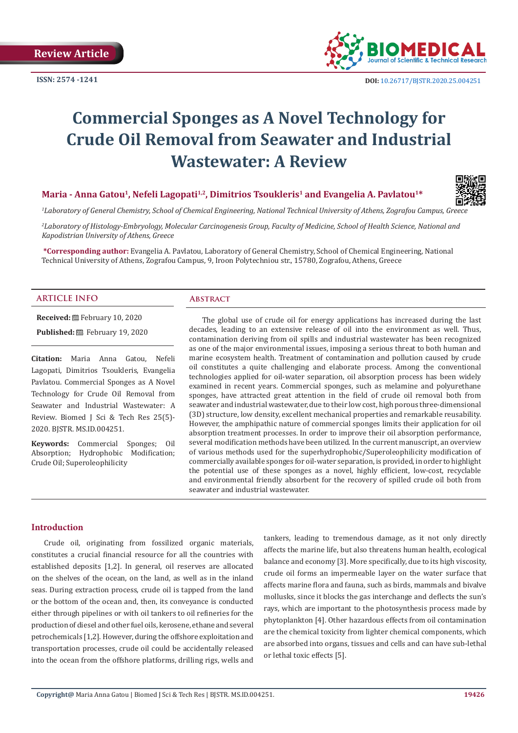Review Article

ISSN: 2574 -1241

DOI: 10.26717/BJSTR.2020.25.004251

# Commercial Sponges as A Novel Technology for Crude Oil Removal from Seawater and Industrial Wastewater: A Review

**Maria - Anna Gatou[1], Nefeli Lagopati[1,2], Dimitrios Tsoukleris[1] and Evangelia A. Pavlatou[1]***

*[1]Laboratory of General Chemistry, School of Chemical Engineering, National Technical University of Athens, Zografou Campus, Greece*

*[2]Laboratory of Histology-Embryology, Molecular Carcinogenesis Group, Faculty of Medicine, School of Health Science, National and Kapodistrian University of Athens, Greece*

**\*Corresponding author:** Evangelia A. Pavlatou, Laboratory of General Chemistry, School of Chemical Engineering, National Technical University of Athens, Zografou Campus, 9, Iroon Polytechniou str., 15780, Zografou, Athens, Greece

## ARTICLE INFO

**Received:** February 10, 2020

**Published:** February 19, 2020

**Citation:** Maria Anna Gatou, Nefeli Lagopati, Dimitrios Tsoukleris, Evangelia Pavlatou. Commercial Sponges as A Novel Technology for Crude Oil Removal from Seawater and Industrial Wastewater: A Review. Biomed J Sci & Tech Res 25(5)-2020. BJSTR. MS.ID.004251.

**Keywords:** Commercial Sponges; Oil Absorption; Hydrophobic Modification; Crude Oil; Superoleophilicity

## Abstract

The global use of crude oil for energy applications has increased during the last decades, leading to an extensive release of oil into the environment as well. Thus, contamination deriving from oil spills and industrial wastewater has been recognized as one of the major environmental issues, imposing a serious threat to both human and marine ecosystem health. Treatment of contamination and pollution caused by crude oil constitutes a quite challenging and elaborate process. Among the conventional technologies applied for oil-water separation, oil absorption process has been widely examined in recent years. Commercial sponges, such as melamine and polyurethane sponges, have attracted great attention in the field of crude oil removal both from seawater and industrial wastewater, due to their low cost, high porous three-dimensional (3D) structure, low density, excellent mechanical properties and remarkable reusability. However, the amphipathic nature of commercial sponges limits their application for oil absorption treatment processes. In order to improve their oil absorption performance, several modification methods have been utilized. In the current manuscript, an overview of various methods used for the superhydrophobic/Superoleophilicity modification of commercially available sponges for oil-water separation, is provided, in order to highlight the potential use of these sponges as a novel, highly efficient, low-cost, recyclable and environmental friendly absorbent for the recovery of spilled crude oil both from seawater and industrial wastewater.

## Introduction

Crude oil, originating from fossilized organic materials, constitutes a crucial financial resource for all the countries with established deposits [1,2]. In general, oil reserves are allocated on the shelves of the ocean, on the land, as well as in the inland seas. During extraction process, crude oil is tapped from the land or the bottom of the ocean and, then, its conveyance is conducted either through pipelines or with oil tankers to oil refineries for the production of diesel and other fuel oils, kerosene, ethane and several petrochemicals [1,2]. However, during the offshore exploitation and transportation processes, crude oil could be accidentally released into the ocean from the offshore platforms, drilling rigs, wells and tankers, leading to tremendous damage, as it not only directly affects the marine life, but also threatens human health, ecological balance and economy [3]. More specifically, due to its high viscosity, crude oil forms an impermeable layer on the water surface that affects marine flora and fauna, such as birds, mammals and bivalve mollusks, since it blocks the gas interchange and deflects the sun's rays, which are important to the photosynthesis process made by phytoplankton [4]. Other hazardous effects from oil contamination are the chemical toxicity from lighter chemical components, which are absorbed into organs, tissues and cells and can have sub-lethal or lethal toxic effects [5].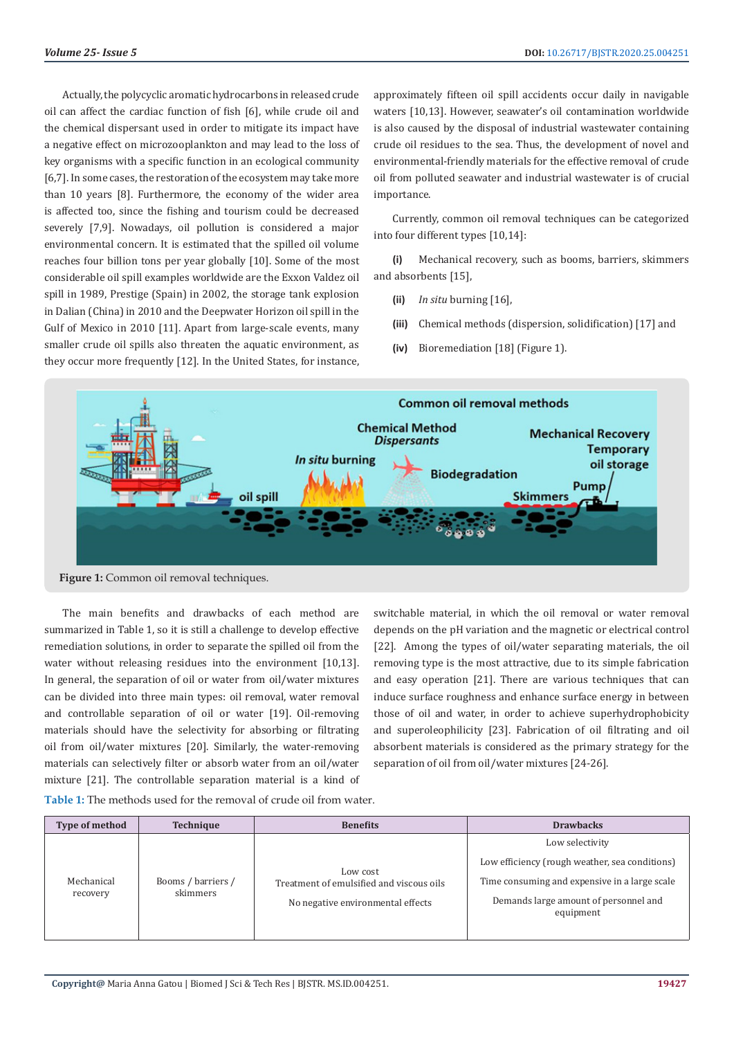Actually, the polycyclic aromatic hydrocarbons in released crude oil can affect the cardiac function of fish [6], while crude oil and the chemical dispersant used in order to mitigate its impact have a negative effect on microzooplankton and may lead to the loss of key organisms with a specific function in an ecological community [6,7]. In some cases, the restoration of the ecosystem may take more than 10 years [8]. Furthermore, the economy of the wider area is affected too, since the fishing and tourism could be decreased severely [7,9]. Nowadays, oil pollution is considered a major environmental concern. It is estimated that the spilled oil volume reaches four billion tons per year globally [10]. Some of the most considerable oil spill examples worldwide are the Exxon Valdez oil spill in 1989, Prestige (Spain) in 2002, the storage tank explosion in Dalian (China) in 2010 and the Deepwater Horizon oil spill in the Gulf of Mexico in 2010 [11]. Apart from large-scale events, many smaller crude oil spills also threaten the aquatic environment, as they occur more frequently [12]. In the United States, for instance, approximately fifteen oil spill accidents occur daily in navigable waters [10,13]. However, seawater's oil contamination worldwide is also caused by the disposal of industrial wastewater containing crude oil residues to the sea. Thus, the development of novel and environmental-friendly materials for the effective removal of crude oil from polluted seawater and industrial wastewater is of crucial importance.

Currently, common oil removal techniques can be categorized into four different types [10,14]:

**(i)** Mechanical recovery, such as booms, barriers, skimmers and absorbents [15],

**(ii)** *In situ* burning [16],

**(iii)** Chemical methods (dispersion, solidification) [17] and

**(iv)** Bioremediation [18] (Figure 1).

**Figure 1:** Common oil removal techniques.

The main benefits and drawbacks of each method are summarized in Table 1, so it is still a challenge to develop effective remediation solutions, in order to separate the spilled oil from the water without releasing residues into the environment [10,13]. In general, the separation of oil or water from oil/water mixtures can be divided into three main types: oil removal, water removal and controllable separation of oil or water [19]. Oil-removing materials should have the selectivity for absorbing or filtrating oil from oil/water mixtures [20]. Similarly, the water-removing materials can selectively filter or absorb water from an oil/water mixture [21]. The controllable separation material is a kind of switchable material, in which the oil removal or water removal depends on the pH variation and the magnetic or electrical control [22]. Among the types of oil/water separating materials, the oil removing type is the most attractive, due to its simple fabrication and easy operation [21]. There are various techniques that can induce surface roughness and enhance surface energy in between those of oil and water, in order to achieve superhydrophobicity and superoleophilicity [23]. Fabrication of oil filtrating and oil absorbent materials is considered as the primary strategy for the separation of oil from oil/water mixtures [24-26].

**Table 1:** The methods used for the removal of crude oil from water.

| Type of method | Technique | Benefits | Drawbacks |
|---|---|---|---|
| Mechanical recovery | Booms / barriers / skimmers | Low cost<br>Treatment of emulsified and viscous oils<br>No negative environmental effects | Low selectivity<br>Low efficiency (rough weather, sea conditions)<br>Time consuming and expensive in a large scale<br>Demands large amount of personnel and equipment |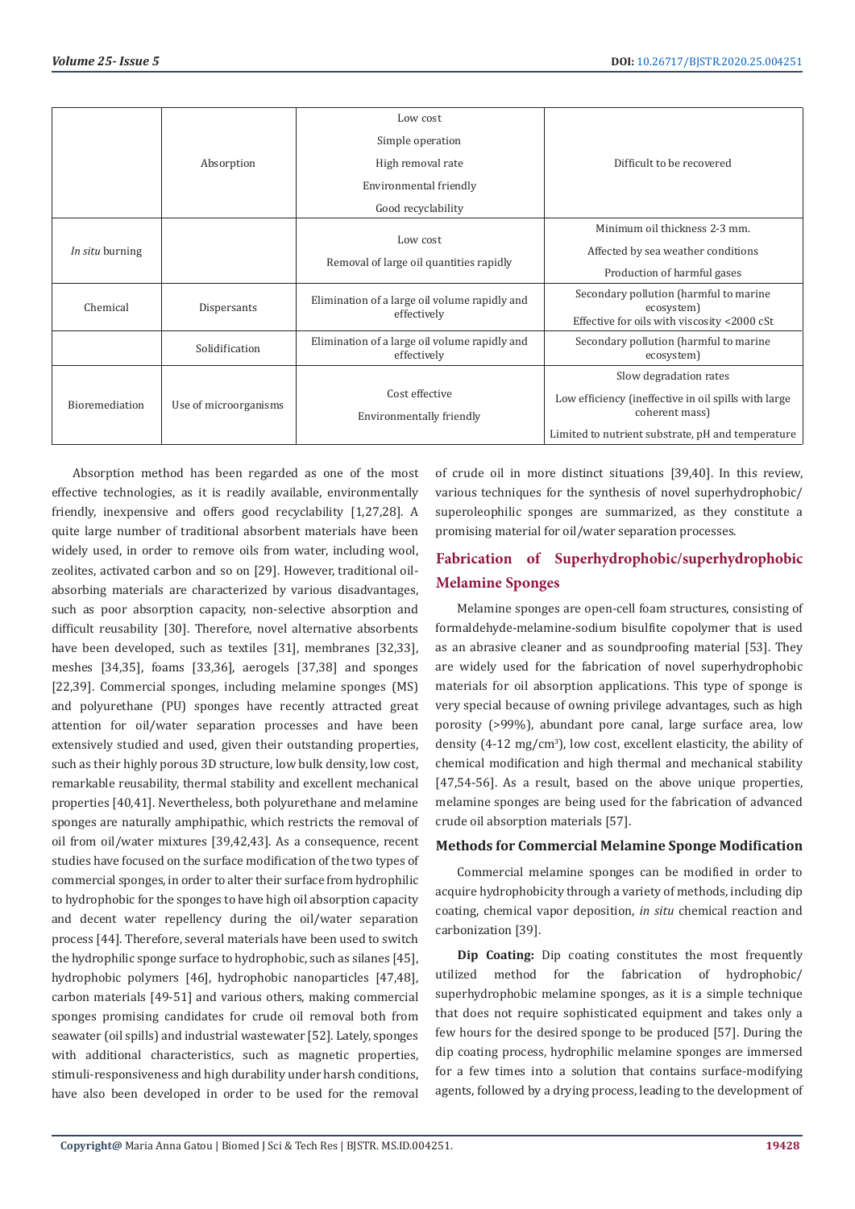| | | | |
|---|---|---|---|
| | Absorption | Low cost<br>Simple operation<br>High removal rate<br>Environmental friendly<br>Good recyclability | Difficult to be recovered |
| *In situ* burning | | Low cost<br>Removal of large oil quantities rapidly | Minimum oil thickness 2-3 mm.<br>Affected by sea weather conditions<br>Production of harmful gases |
| Chemical | Dispersants | Elimination of a large oil volume rapidly and effectively | Secondary pollution (harmful to marine ecosystem)<br>Effective for oils with viscosity <2000 cSt |
| | Solidification | Elimination of a large oil volume rapidly and effectively | Secondary pollution (harmful to marine ecosystem) |
| Bioremediation | Use of microorganisms | Cost effective<br>Environmentally friendly | Slow degradation rates<br>Low efficiency (ineffective in oil spills with large coherent mass)<br>Limited to nutrient substrate, pH and temperature |

Absorption method has been regarded as one of the most effective technologies, as it is readily available, environmentally friendly, inexpensive and offers good recyclability [1,27,28]. A quite large number of traditional absorbent materials have been widely used, in order to remove oils from water, including wool, zeolites, activated carbon and so on [29]. However, traditional oil-absorbing materials are characterized by various disadvantages, such as poor absorption capacity, non-selective absorption and difficult reusability [30]. Therefore, novel alternative absorbents have been developed, such as textiles [31], membranes [32,33], meshes [34,35], foams [33,36], aerogels [37,38] and sponges [22,39]. Commercial sponges, including melamine sponges (MS) and polyurethane (PU) sponges have recently attracted great attention for oil/water separation processes and have been extensively studied and used, given their outstanding properties, such as their highly porous 3D structure, low bulk density, low cost, remarkable reusability, thermal stability and excellent mechanical properties [40,41]. Nevertheless, both polyurethane and melamine sponges are naturally amphipathic, which restricts the removal of oil from oil/water mixtures [39,42,43]. As a consequence, recent studies have focused on the surface modification of the two types of commercial sponges, in order to alter their surface from hydrophilic to hydrophobic for the sponges to have high oil absorption capacity and decent water repellency during the oil/water separation process [44]. Therefore, several materials have been used to switch the hydrophilic sponge surface to hydrophobic, such as silanes [45], hydrophobic polymers [46], hydrophobic nanoparticles [47,48], carbon materials [49-51] and various others, making commercial sponges promising candidates for crude oil removal both from seawater (oil spills) and industrial wastewater [52]. Lately, sponges with additional characteristics, such as magnetic properties, stimuli-responsiveness and high durability under harsh conditions, have also been developed in order to be used for the removal of crude oil in more distinct situations [39,40]. In this review, various techniques for the synthesis of novel superhydrophobic/superoleophilic sponges are summarized, as they constitute a promising material for oil/water separation processes.

## Fabrication of Superhydrophobic/superhydrophobic Melamine Sponges

Melamine sponges are open-cell foam structures, consisting of formaldehyde-melamine-sodium bisulfite copolymer that is used as an abrasive cleaner and as soundproofing material [53]. They are widely used for the fabrication of novel superhydrophobic materials for oil absorption applications. This type of sponge is very special because of owning privilege advantages, such as high porosity (>99%), abundant pore canal, large surface area, low density (4-12 mg/cm$^3$), low cost, excellent elasticity, the ability of chemical modification and high thermal and mechanical stability [47,54-56]. As a result, based on the above unique properties, melamine sponges are being used for the fabrication of advanced crude oil absorption materials [57].

### Methods for Commercial Melamine Sponge Modification

Commercial melamine sponges can be modified in order to acquire hydrophobicity through a variety of methods, including dip coating, chemical vapor deposition, *in situ* chemical reaction and carbonization [39].

**Dip Coating:** Dip coating constitutes the most frequently utilized method for the fabrication of hydrophobic/superhydrophobic melamine sponges, as it is a simple technique that does not require sophisticated equipment and takes only a few hours for the desired sponge to be produced [57]. During the dip coating process, hydrophilic melamine sponges are immersed for a few times into a solution that contains surface-modifying agents, followed by a drying process, leading to the development of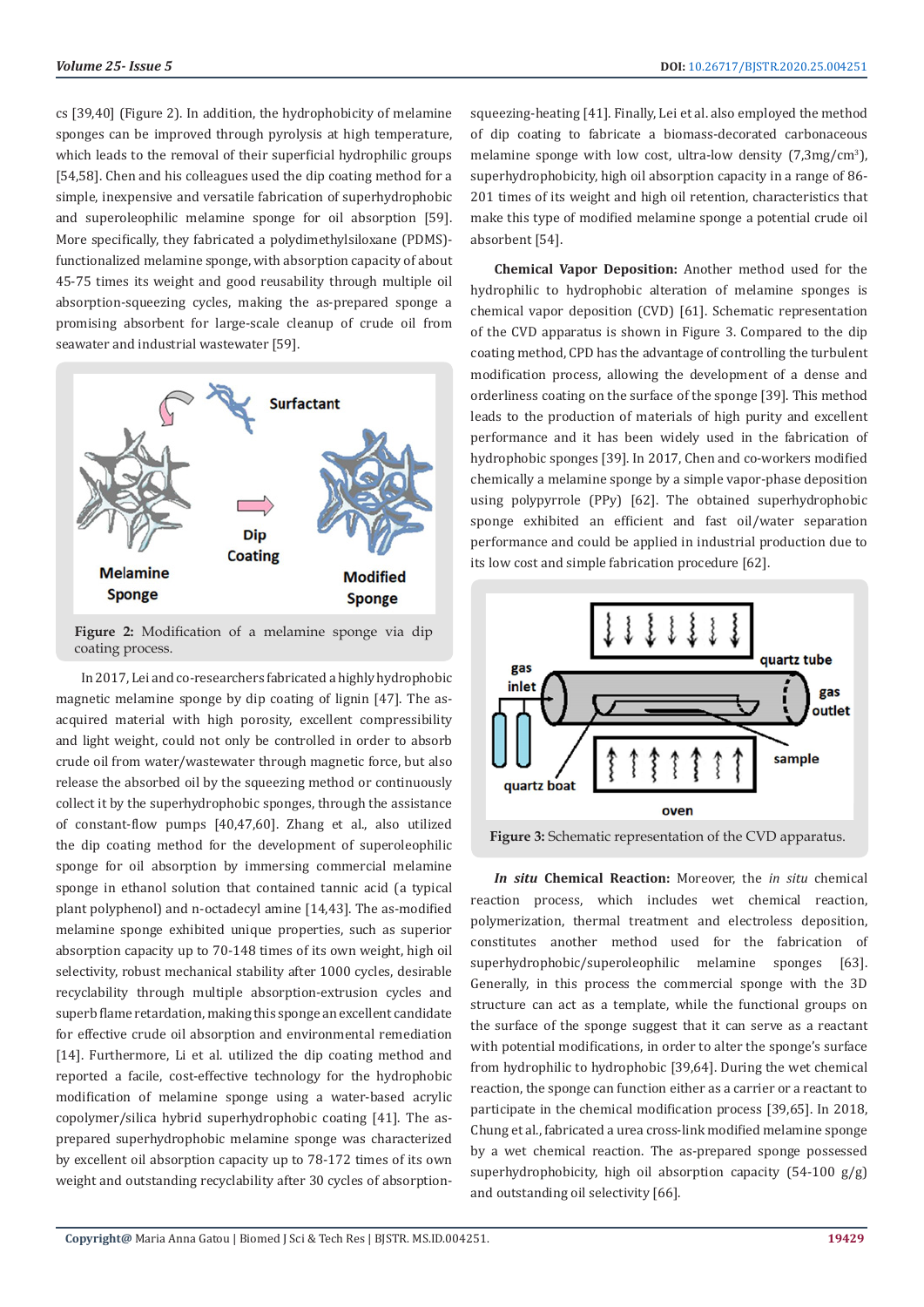cs [39,40] (Figure 2). In addition, the hydrophobicity of melamine sponges can be improved through pyrolysis at high temperature, which leads to the removal of their superficial hydrophilic groups [54,58]. Chen and his colleagues used the dip coating method for a simple, inexpensive and versatile fabrication of superhydrophobic and superoleophilic melamine sponge for oil absorption [59]. More specifically, they fabricated a polydimethylsiloxane (PDMS)-functionalized melamine sponge, with absorption capacity of about 45-75 times its weight and good reusability through multiple oil absorption-squeezing cycles, making the as-prepared sponge a promising absorbent for large-scale cleanup of crude oil from seawater and industrial wastewater [59].

**Figure 2:** Modification of a melamine sponge via dip coating process.

In 2017, Lei and co-researchers fabricated a highly hydrophobic magnetic melamine sponge by dip coating of lignin [47]. The as-acquired material with high porosity, excellent compressibility and light weight, could not only be controlled in order to absorb crude oil from water/wastewater through magnetic force, but also release the absorbed oil by the squeezing method or continuously collect it by the superhydrophobic sponges, through the assistance of constant-flow pumps [40,47,60]. Zhang et al., also utilized the dip coating method for the development of superoleophilic sponge for oil absorption by immersing commercial melamine sponge in ethanol solution that contained tannic acid (a typical plant polyphenol) and n-octadecyl amine [14,43]. The as-modified melamine sponge exhibited unique properties, such as superior absorption capacity up to 70-148 times of its own weight, high oil selectivity, robust mechanical stability after 1000 cycles, desirable recyclability through multiple absorption-extrusion cycles and superb flame retardation, making this sponge an excellent candidate for effective crude oil absorption and environmental remediation [14]. Furthermore, Li et al. utilized the dip coating method and reported a facile, cost-effective technology for the hydrophobic modification of melamine sponge using a water-based acrylic copolymer/silica hybrid superhydrophobic coating [41]. The as-prepared superhydrophobic melamine sponge was characterized by excellent oil absorption capacity up to 78-172 times of its own weight and outstanding recyclability after 30 cycles of absorption-squeezing-heating [41]. Finally, Lei et al. also employed the method of dip coating to fabricate a biomass-decorated carbonaceous melamine sponge with low cost, ultra-low density (7,3mg/cm$^3$), superhydrophobicity, high oil absorption capacity in a range of 86-201 times of its weight and high oil retention, characteristics that make this type of modified melamine sponge a potential crude oil absorbent [54].

**Chemical Vapor Deposition:** Another method used for the hydrophilic to hydrophobic alteration of melamine sponges is chemical vapor deposition (CVD) [61]. Schematic representation of the CVD apparatus is shown in Figure 3. Compared to the dip coating method, CPD has the advantage of controlling the turbulent modification process, allowing the development of a dense and orderliness coating on the surface of the sponge [39]. This method leads to the production of materials of high purity and excellent performance and it has been widely used in the fabrication of hydrophobic sponges [39]. In 2017, Chen and co-workers modified chemically a melamine sponge by a simple vapor-phase deposition using polypyrrole (PPy) [62]. The obtained superhydrophobic sponge exhibited an efficient and fast oil/water separation performance and could be applied in industrial production due to its low cost and simple fabrication procedure [62].

**Figure 3:** Schematic representation of the CVD apparatus.

***In situ* Chemical Reaction:** Moreover, the *in situ* chemical reaction process, which includes wet chemical reaction, polymerization, thermal treatment and electroless deposition, constitutes another method used for the fabrication of superhydrophobic/superoleophilic melamine sponges [63]. Generally, in this process the commercial sponge with the 3D structure can act as a template, while the functional groups on the surface of the sponge suggest that it can serve as a reactant with potential modifications, in order to alter the sponge's surface from hydrophilic to hydrophobic [39,64]. During the wet chemical reaction, the sponge can function either as a carrier or a reactant to participate in the chemical modification process [39,65]. In 2018, Chung et al., fabricated a urea cross-link modified melamine sponge by a wet chemical reaction. The as-prepared sponge possessed superhydrophobicity, high oil absorption capacity (54-100 g/g) and outstanding oil selectivity [66].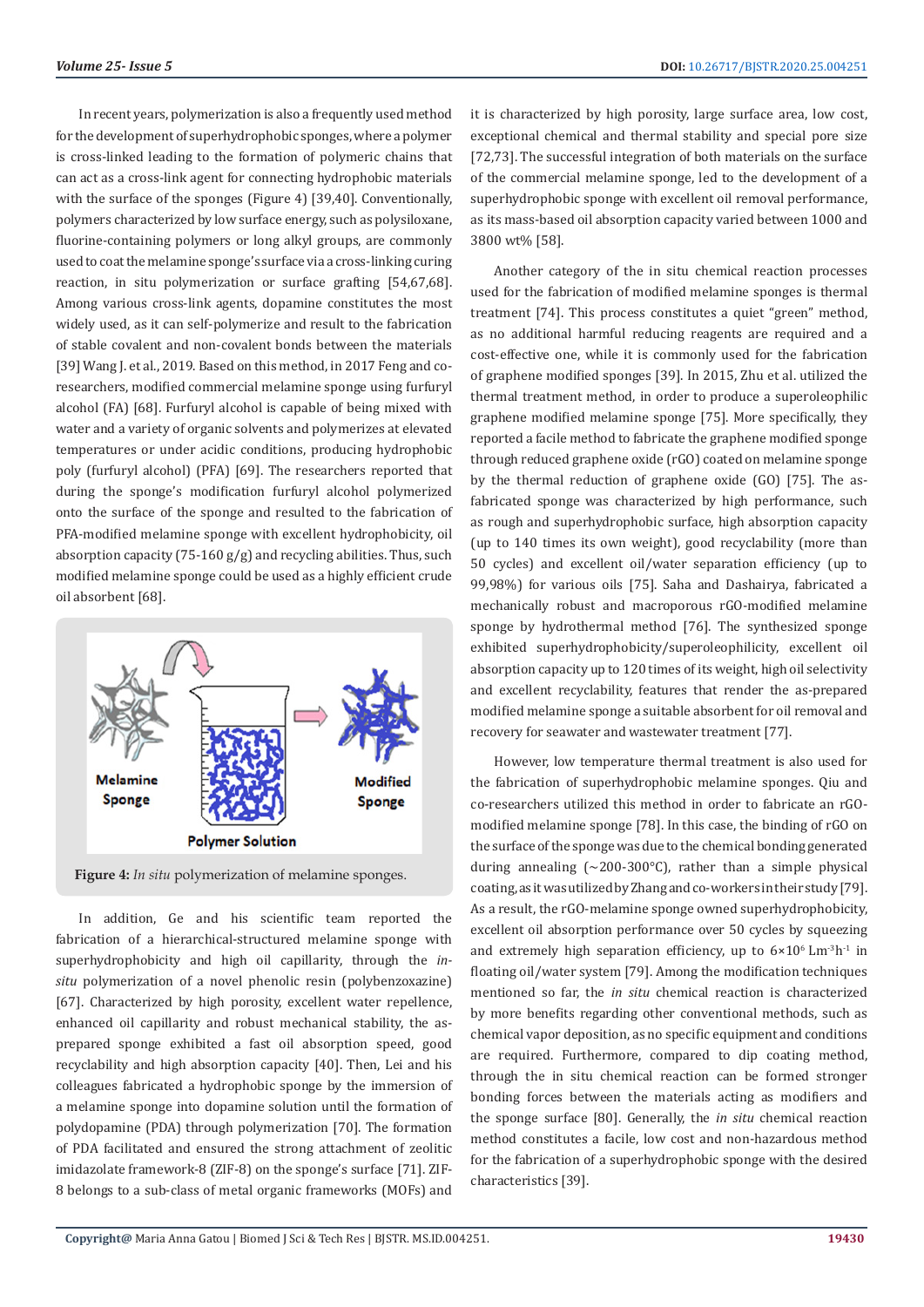In recent years, polymerization is also a frequently used method for the development of superhydrophobic sponges, where a polymer is cross-linked leading to the formation of polymeric chains that can act as a cross-link agent for connecting hydrophobic materials with the surface of the sponges (Figure 4) [39,40]. Conventionally, polymers characterized by low surface energy, such as polysiloxane, fluorine-containing polymers or long alkyl groups, are commonly used to coat the melamine sponge's surface via a cross-linking curing reaction, in situ polymerization or surface grafting [54,67,68]. Among various cross-link agents, dopamine constitutes the most widely used, as it can self-polymerize and result to the fabrication of stable covalent and non-covalent bonds between the materials [39] Wang J. et al., 2019. Based on this method, in 2017 Feng and co-researchers, modified commercial melamine sponge using furfuryl alcohol (FA) [68]. Furfuryl alcohol is capable of being mixed with water and a variety of organic solvents and polymerizes at elevated temperatures or under acidic conditions, producing hydrophobic poly (furfuryl alcohol) (PFA) [69]. The researchers reported that during the sponge's modification furfuryl alcohol polymerized onto the surface of the sponge and resulted to the fabrication of PFA-modified melamine sponge with excellent hydrophobicity, oil absorption capacity (75-160 g/g) and recycling abilities. Thus, such modified melamine sponge could be used as a highly efficient crude oil absorbent [68].

**Figure 4:** *In situ* polymerization of melamine sponges.

In addition, Ge and his scientific team reported the fabrication of a hierarchical-structured melamine sponge with superhydrophobicity and high oil capillarity, through the *in-situ* polymerization of a novel phenolic resin (polybenzoxazine) [67]. Characterized by high porosity, excellent water repellence, enhanced oil capillarity and robust mechanical stability, the as-prepared sponge exhibited a fast oil absorption speed, good recyclability and high absorption capacity [40]. Then, Lei and his colleagues fabricated a hydrophobic sponge by the immersion of a melamine sponge into dopamine solution until the formation of polydopamine (PDA) through polymerization [70]. The formation of PDA facilitated and ensured the strong attachment of zeolitic imidazolate framework-8 (ZIF-8) on the sponge's surface [71]. ZIF-8 belongs to a sub-class of metal organic frameworks (MOFs) and it is characterized by high porosity, large surface area, low cost, exceptional chemical and thermal stability and special pore size [72,73]. The successful integration of both materials on the surface of the commercial melamine sponge, led to the development of a superhydrophobic sponge with excellent oil removal performance, as its mass-based oil absorption capacity varied between 1000 and 3800 wt% [58].

Another category of the in situ chemical reaction processes used for the fabrication of modified melamine sponges is thermal treatment [74]. This process constitutes a quiet "green" method, as no additional harmful reducing reagents are required and a cost-effective one, while it is commonly used for the fabrication of graphene modified sponges [39]. In 2015, Zhu et al. utilized the thermal treatment method, in order to produce a superoleophilic graphene modified melamine sponge [75]. More specifically, they reported a facile method to fabricate the graphene modified sponge through reduced graphene oxide (rGO) coated on melamine sponge by the thermal reduction of graphene oxide (GO) [75]. The as-fabricated sponge was characterized by high performance, such as rough and superhydrophobic surface, high absorption capacity (up to 140 times its own weight), good recyclability (more than 50 cycles) and excellent oil/water separation efficiency (up to 99,98%) for various oils [75]. Saha and Dashairya, fabricated a mechanically robust and macroporous rGO-modified melamine sponge by hydrothermal method [76]. The synthesized sponge exhibited superhydrophobicity/superoleophilicity, excellent oil absorption capacity up to 120 times of its weight, high oil selectivity and excellent recyclability, features that render the as-prepared modified melamine sponge a suitable absorbent for oil removal and recovery for seawater and wastewater treatment [77].

However, low temperature thermal treatment is also used for the fabrication of superhydrophobic melamine sponges. Qiu and co-researchers utilized this method in order to fabricate an rGO-modified melamine sponge [78]. In this case, the binding of rGO on the surface of the sponge was due to the chemical bonding generated during annealing (~200-300°C), rather than a simple physical coating, as it was utilized by Zhang and co-workers in their study [79]. As a result, the rGO-melamine sponge owned superhydrophobicity, excellent oil absorption performance over 50 cycles by squeezing and extremely high separation efficiency, up to $6\times10^{6}$ $Lm^{-3}h^{-1}$ in floating oil/water system [79]. Among the modification techniques mentioned so far, the *in situ* chemical reaction is characterized by more benefits regarding other conventional methods, such as chemical vapor deposition, as no specific equipment and conditions are required. Furthermore, compared to dip coating method, through the in situ chemical reaction can be formed stronger bonding forces between the materials acting as modifiers and the sponge surface [80]. Generally, the *in situ* chemical reaction method constitutes a facile, low cost and non-hazardous method for the fabrication of a superhydrophobic sponge with the desired characteristics [39].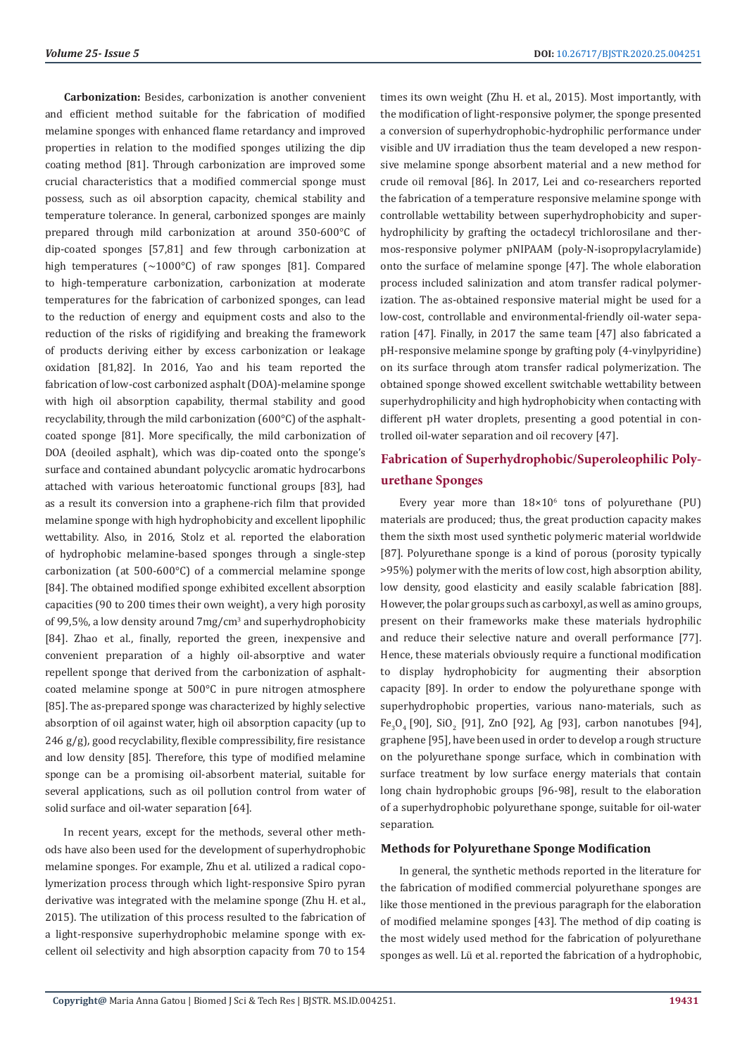**Carbonization:** Besides, carbonization is another convenient and efficient method suitable for the fabrication of modified melamine sponges with enhanced flame retardancy and improved properties in relation to the modified sponges utilizing the dip coating method [81]. Through carbonization are improved some crucial characteristics that a modified commercial sponge must possess, such as oil absorption capacity, chemical stability and temperature tolerance. In general, carbonized sponges are mainly prepared through mild carbonization at around 350-600°C of dip-coated sponges [57,81] and few through carbonization at high temperatures (~1000°C) of raw sponges [81]. Compared to high-temperature carbonization, carbonization at moderate temperatures for the fabrication of carbonized sponges, can lead to the reduction of energy and equipment costs and also to the reduction of the risks of rigidifying and breaking the framework of products deriving either by excess carbonization or leakage oxidation [81,82]. In 2016, Yao and his team reported the fabrication of low-cost carbonized asphalt (DOA)-melamine sponge with high oil absorption capability, thermal stability and good recyclability, through the mild carbonization (600°C) of the asphalt-coated sponge [81]. More specifically, the mild carbonization of DOA (deoiled asphalt), which was dip-coated onto the sponge's surface and contained abundant polycyclic aromatic hydrocarbons attached with various heteroatomic functional groups [83], had as a result its conversion into a graphene-rich film that provided melamine sponge with high hydrophobicity and excellent lipophilic wettability. Also, in 2016, Stolz et al. reported the elaboration of hydrophobic melamine-based sponges through a single-step carbonization (at 500-600°C) of a commercial melamine sponge [84]. The obtained modified sponge exhibited excellent absorption capacities (90 to 200 times their own weight), a very high porosity of 99,5%, a low density around 7mg/cm$^3$ and superhydrophobicity [84]. Zhao et al., finally, reported the green, inexpensive and convenient preparation of a highly oil-absorptive and water repellent sponge that derived from the carbonization of asphalt-coated melamine sponge at 500°C in pure nitrogen atmosphere [85]. The as-prepared sponge was characterized by highly selective absorption of oil against water, high oil absorption capacity (up to 246 g/g), good recyclability, flexible compressibility, fire resistance and low density [85]. Therefore, this type of modified melamine sponge can be a promising oil-absorbent material, suitable for several applications, such as oil pollution control from water of solid surface and oil-water separation [64].

In recent years, except for the methods, several other methods have also been used for the development of superhydrophobic melamine sponges. For example, Zhu et al. utilized a radical copolymerization process through which light-responsive Spiro pyran derivative was integrated with the melamine sponge (Zhu H. et al., 2015). The utilization of this process resulted to the fabrication of a light-responsive superhydrophobic melamine sponge with excellent oil selectivity and high absorption capacity from 70 to 154 times its own weight (Zhu H. et al., 2015). Most importantly, with the modification of light-responsive polymer, the sponge presented a conversion of superhydrophobic-hydrophilic performance under visible and UV irradiation thus the team developed a new responsive melamine sponge absorbent material and a new method for crude oil removal [86]. In 2017, Lei and co-researchers reported the fabrication of a temperature responsive melamine sponge with controllable wettability between superhydrophobicity and superhydrophilicity by grafting the octadecyl trichlorosilane and thermos-responsive polymer pNIPAAM (poly-N-isopropylacrylamide) onto the surface of melamine sponge [47]. The whole elaboration process included salinization and atom transfer radical polymerization. The as-obtained responsive material might be used for a low-cost, controllable and environmental-friendly oil-water separation [47]. Finally, in 2017 the same team [47] also fabricated a pH-responsive melamine sponge by grafting poly (4-vinylpyridine) on its surface through atom transfer radical polymerization. The obtained sponge showed excellent switchable wettability between superhydrophilicity and high hydrophobicity when contacting with different pH water droplets, presenting a good potential in controlled oil-water separation and oil recovery [47].

## Fabrication of Superhydrophobic/Superoleophilic Polyurethane Sponges

Every year more than $18\times10^6$ tons of polyurethane (PU) materials are produced; thus, the great production capacity makes them the sixth most used synthetic polymeric material worldwide [87]. Polyurethane sponge is a kind of porous (porosity typically >95%) polymer with the merits of low cost, high absorption ability, low density, good elasticity and easily scalable fabrication [88]. However, the polar groups such as carboxyl, as well as amino groups, present on their frameworks make these materials hydrophilic and reduce their selective nature and overall performance [77]. Hence, these materials obviously require a functional modification to display hydrophobicity for augmenting their absorption capacity [89]. In order to endow the polyurethane sponge with superhydrophobic properties, various nano-materials, such as $Fe_3O_4$ [90], $SiO_2$ [91], ZnO [92], Ag [93], carbon nanotubes [94], graphene [95], have been used in order to develop a rough structure on the polyurethane sponge surface, which in combination with surface treatment by low surface energy materials that contain long chain hydrophobic groups [96-98], result to the elaboration of a superhydrophobic polyurethane sponge, suitable for oil-water separation.

### Methods for Polyurethane Sponge Modification

In general, the synthetic methods reported in the literature for the fabrication of modified commercial polyurethane sponges are like those mentioned in the previous paragraph for the elaboration of modified melamine sponges [43]. The method of dip coating is the most widely used method for the fabrication of polyurethane sponges as well. Lü et al. reported the fabrication of a hydrophobic,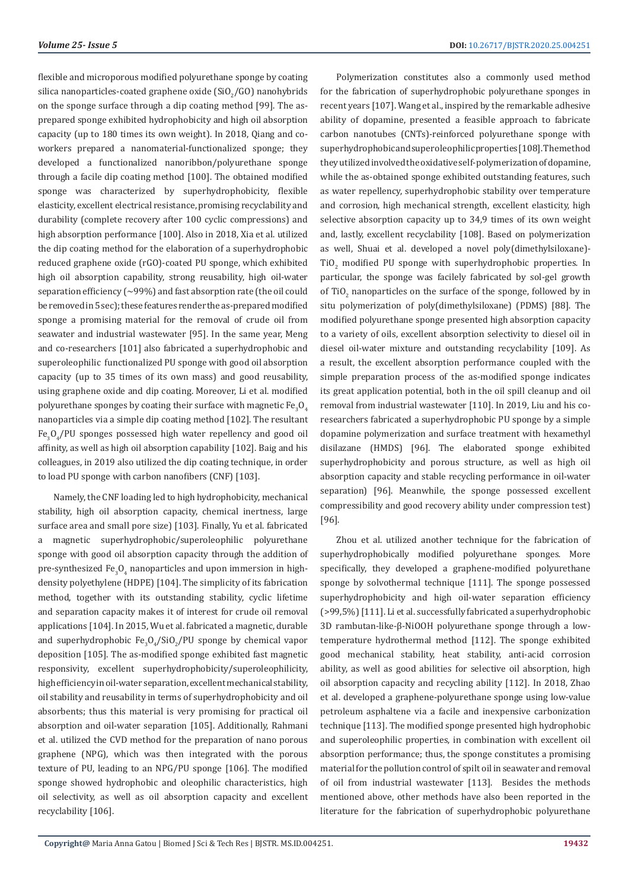flexible and microporous modified polyurethane sponge by coating silica nanoparticles-coated graphene oxide ($SiO_2$/GO) nanohybrids on the sponge surface through a dip coating method [99]. The as-prepared sponge exhibited hydrophobicity and high oil absorption capacity (up to 180 times its own weight). In 2018, Qiang and co-workers prepared a nanomaterial-functionalized sponge; they developed a functionalized nanoribbon/polyurethane sponge through a facile dip coating method [100]. The obtained modified sponge was characterized by superhydrophobicity, flexible elasticity, excellent electrical resistance, promising recyclability and durability (complete recovery after 100 cyclic compressions) and high absorption performance [100]. Also in 2018, Xia et al. utilized the dip coating method for the elaboration of a superhydrophobic reduced graphene oxide (rGO)-coated PU sponge, which exhibited high oil absorption capability, strong reusability, high oil-water separation efficiency (~99%) and fast absorption rate (the oil could be removed in 5 sec); these features render the as-prepared modified sponge a promising material for the removal of crude oil from seawater and industrial wastewater [95]. In the same year, Meng and co-researchers [101] also fabricated a superhydrophobic and superoleophilic functionalized PU sponge with good oil absorption capacity (up to 35 times of its own mass) and good reusability, using graphene oxide and dip coating. Moreover, Li et al. modified polyurethane sponges by coating their surface with magnetic $Fe_3O_4$ nanoparticles via a simple dip coating method [102]. The resultant $Fe_3O_4$/PU sponges possessed high water repellency and good oil affinity, as well as high oil absorption capability [102]. Baig and his colleagues, in 2019 also utilized the dip coating technique, in order to load PU sponge with carbon nanofibers (CNF) [103].

Namely, the CNF loading led to high hydrophobicity, mechanical stability, high oil absorption capacity, chemical inertness, large surface area and small pore size) [103]. Finally, Yu et al. fabricated a magnetic superhydrophobic/superoleophilic polyurethane sponge with good oil absorption capacity through the addition of pre-synthesized $Fe_3O_4$ nanoparticles and upon immersion in high-density polyethylene (HDPE) [104]. The simplicity of its fabrication method, together with its outstanding stability, cyclic lifetime and separation capacity makes it of interest for crude oil removal applications [104]. In 2015, Wu et al. fabricated a magnetic, durable and superhydrophobic $Fe_3O_4$/$SiO_2$/PU sponge by chemical vapor deposition [105]. The as-modified sponge exhibited fast magnetic responsivity, excellent superhydrophobicity/superoleophilicity, high efficiency in oil-water separation, excellent mechanical stability, oil stability and reusability in terms of superhydrophobicity and oil absorbents; thus this material is very promising for practical oil absorption and oil-water separation [105]. Additionally, Rahmani et al. utilized the CVD method for the preparation of nano porous graphene (NPG), which was then integrated with the porous texture of PU, leading to an NPG/PU sponge [106]. The modified sponge showed hydrophobic and oleophilic characteristics, high oil selectivity, as well as oil absorption capacity and excellent recyclability [106].

Polymerization constitutes also a commonly used method for the fabrication of superhydrophobic polyurethane sponges in recent years [107]. Wang et al., inspired by the remarkable adhesive ability of dopamine, presented a feasible approach to fabricate carbon nanotubes (CNTs)-reinforced polyurethane sponge with superhydrophobic and superoleophilic properties [108]. The method they utilized involved the oxidative self-polymerization of dopamine, while the as-obtained sponge exhibited outstanding features, such as water repellency, superhydrophobic stability over temperature and corrosion, high mechanical strength, excellent elasticity, high selective absorption capacity up to 34,9 times of its own weight and, lastly, excellent recyclability [108]. Based on polymerization as well, Shuai et al. developed a novel poly(dimethylsiloxane)-$TiO_2$ modified PU sponge with superhydrophobic properties. In particular, the sponge was facilely fabricated by sol-gel growth of $TiO_2$ nanoparticles on the surface of the sponge, followed by in situ polymerization of poly(dimethylsiloxane) (PDMS) [88]. The modified polyurethane sponge presented high absorption capacity to a variety of oils, excellent absorption selectivity to diesel oil in diesel oil-water mixture and outstanding recyclability [109]. As a result, the excellent absorption performance coupled with the simple preparation process of the as-modified sponge indicates its great application potential, both in the oil spill cleanup and oil removal from industrial wastewater [110]. In 2019, Liu and his co-researchers fabricated a superhydrophobic PU sponge by a simple dopamine polymerization and surface treatment with hexamethyl disilazane (HMDS) [96]. The elaborated sponge exhibited superhydrophobicity and porous structure, as well as high oil absorption capacity and stable recycling performance in oil-water separation) [96]. Meanwhile, the sponge possessed excellent compressibility and good recovery ability under compression test) [96].

Zhou et al. utilized another technique for the fabrication of superhydrophobically modified polyurethane sponges. More specifically, they developed a graphene-modified polyurethane sponge by solvothermal technique [111]. The sponge possessed superhydrophobicity and high oil-water separation efficiency (>99,5%) [111]. Li et al. successfully fabricated a superhydrophobic 3D rambutan-like-β-NiOOH polyurethane sponge through a low-temperature hydrothermal method [112]. The sponge exhibited good mechanical stability, heat stability, anti-acid corrosion ability, as well as good abilities for selective oil absorption, high oil absorption capacity and recycling ability [112]. In 2018, Zhao et al. developed a graphene-polyurethane sponge using low-value petroleum asphaltene via a facile and inexpensive carbonization technique [113]. The modified sponge presented high hydrophobic and superoleophilic properties, in combination with excellent oil absorption performance; thus, the sponge constitutes a promising material for the pollution control of spilt oil in seawater and removal of oil from industrial wastewater [113]. Besides the methods mentioned above, other methods have also been reported in the literature for the fabrication of superhydrophobic polyurethane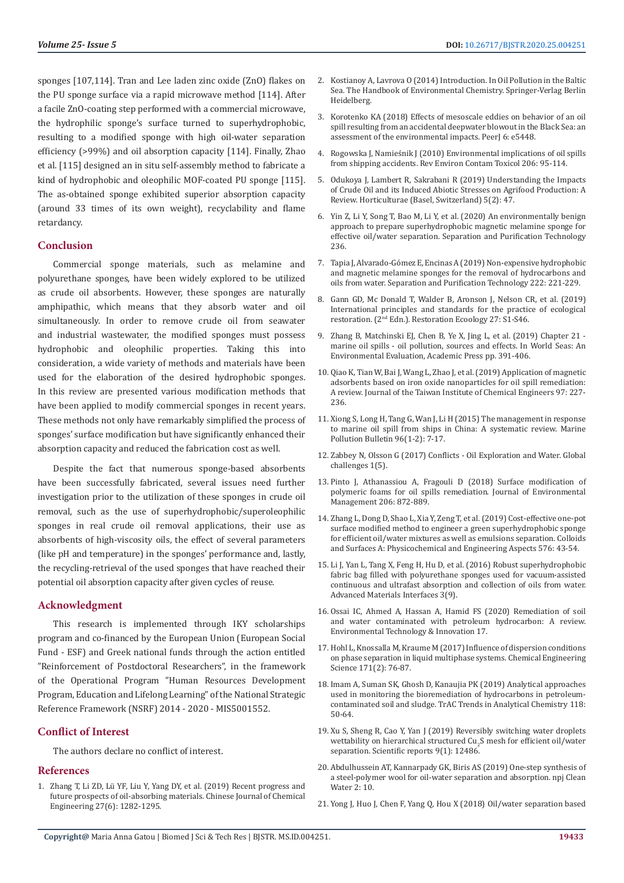sponges [107,114]. Tran and Lee laden zinc oxide (ZnO) flakes on the PU sponge surface via a rapid microwave method [114]. After a facile ZnO-coating step performed with a commercial microwave, the hydrophilic sponge's surface turned to superhydrophobic, resulting to a modified sponge with high oil-water separation efficiency (>99%) and oil absorption capacity [114]. Finally, Zhao et al. [115] designed an in situ self-assembly method to fabricate a kind of hydrophobic and oleophilic MOF-coated PU sponge [115]. The as-obtained sponge exhibited superior absorption capacity (around 33 times of its own weight), recyclability and flame retardancy.

## Conclusion

Commercial sponge materials, such as melamine and polyurethane sponges, have been widely explored to be utilized as crude oil absorbents. However, these sponges are naturally amphipathic, which means that they absorb water and oil simultaneously. In order to remove crude oil from seawater and industrial wastewater, the modified sponges must possess hydrophobic and oleophilic properties. Taking this into consideration, a wide variety of methods and materials have been used for the elaboration of the desired hydrophobic sponges. In this review are presented various modification methods that have been applied to modify commercial sponges in recent years. These methods not only have remarkably simplified the process of sponges' surface modification but have significantly enhanced their absorption capacity and reduced the fabrication cost as well.

Despite the fact that numerous sponge-based absorbents have been successfully fabricated, several issues need further investigation prior to the utilization of these sponges in crude oil removal, such as the use of superhydrophobic/superoleophilic sponges in real crude oil removal applications, their use as absorbents of high-viscosity oils, the effect of several parameters (like pH and temperature) in the sponges' performance and, lastly, the recycling-retrieval of the used sponges that have reached their potential oil absorption capacity after given cycles of reuse.

## Acknowledgment

This research is implemented through IKY scholarships program and co-financed by the European Union (European Social Fund - ESF) and Greek national funds through the action entitled "Reinforcement of Postdoctoral Researchers", in the framework of the Operational Program "Human Resources Development Program, Education and Lifelong Learning" of the National Strategic Reference Framework (NSRF) 2014 - 2020 - MIS5001552.

## Conflict of Interest

The authors declare no conflict of interest.

## References

1. Zhang T, Li ZD, Lü YF, Liu Y, Yang DY, et al. (2019) Recent progress and future prospects of oil-absorbing materials. Chinese Journal of Chemical Engineering 27(6): 1282-1295.
2. Kostianoy A, Lavrova O (2014) Introduction. In Oil Pollution in the Baltic Sea. The Handbook of Environmental Chemistry. Springer-Verlag Berlin Heidelberg.
3. Korotenko KA (2018) Effects of mesoscale eddies on behavior of an oil spill resulting from an accidental deepwater blowout in the Black Sea: an assessment of the environmental impacts. PeerJ 6: e5448.
4. Rogowska J, Namieśnik J (2010) Environmental implications of oil spills from shipping accidents. Rev Environ Contam Toxicol 206: 95-114.
5. Odukoya J, Lambert R, Sakrabani R (2019) Understanding the Impacts of Crude Oil and its Induced Abiotic Stresses on Agrifood Production: A Review. Horticulturae (Basel, Switzerland) 5(2): 47.
6. Yin Z, Li Y, Song T, Bao M, Li Y, et al. (2020) An environmentally benign approach to prepare superhydrophobic magnetic melamine sponge for effective oil/water separation. Separation and Purification Technology 236.
7. Tapia J, Alvarado-Gómez E, Encinas A (2019) Non-expensive hydrophobic and magnetic melamine sponges for the removal of hydrocarbons and oils from water. Separation and Purification Technology 222: 221-229.
8. Gann GD, Mc Donald T, Walder B, Aronson J, Nelson CR, et al. (2019) International principles and standards for the practice of ecological restoration. (2nd Edn.). Restoration Ecoology 27: S1-S46.
9. Zhang B, Matchinski EJ, Chen B, Ye X, Jing L, et al. (2019) Chapter 21 - marine oil spills - oil pollution, sources and effects. In World Seas: An Environmental Evaluation, Academic Press pp. 391-406.
10. Qiao K, Tian W, Bai J, Wang L, Zhao J, et al. (2019) Application of magnetic adsorbents based on iron oxide nanoparticles for oil spill remediation: A review. Journal of the Taiwan Institute of Chemical Engineers 97: 227-236.
11. Xiong S, Long H, Tang G, Wan J, Li H (2015) The management in response to marine oil spill from ships in China: A systematic review. Marine Pollution Bulletin 96(1-2): 7-17.
12. Zabbey N, Olsson G (2017) Conflicts - Oil Exploration and Water. Global challenges 1(5).
13. Pinto J, Athanassiou A, Fragouli D (2018) Surface modification of polymeric foams for oil spills remediation. Journal of Environmental Management 206: 872-889.
14. Zhang L, Dong D, Shao L, Xia Y, Zeng T, et al. (2019) Cost-effective one-pot surface modified method to engineer a green superhydrophobic sponge for efficient oil/water mixtures as well as emulsions separation. Colloids and Surfaces A: Physicochemical and Engineering Aspects 576: 43-54.
15. Li J, Yan L, Tang X, Feng H, Hu D, et al. (2016) Robust superhydrophobic fabric bag filled with polyurethane sponges used for vacuum-assisted continuous and ultrafast absorption and collection of oils from water. Advanced Materials Interfaces 3(9).
16. Ossai IC, Ahmed A, Hassan A, Hamid FS (2020) Remediation of soil and water contaminated with petroleum hydrocarbon: A review. Environmental Technology & Innovation 17.
17. Hohl L, Knossalla M, Kraume M (2017) Influence of dispersion conditions on phase separation in liquid multiphase systems. Chemical Engineering Science 171(2): 76-87.
18. Imam A, Suman SK, Ghosh D, Kanaujia PK (2019) Analytical approaches used in monitoring the bioremediation of hydrocarbons in petroleum-contaminated soil and sludge. TrAC Trends in Analytical Chemistry 118: 50-64.
19. Xu S, Sheng R, Cao Y, Yan J (2019) Reversibly switching water droplets wettability on hierarchical structured $Cu_2S$ mesh for efficient oil/water separation. Scientific reports 9(1): 12486.
20. Abdulhussein AT, Kannarpady GK, Biris AS (2019) One-step synthesis of a steel-polymer wool for oil-water separation and absorption. npj Clean Water 2: 10.
21. Yong J, Huo J, Chen F, Yang Q, Hou X (2018) Oil/water separation based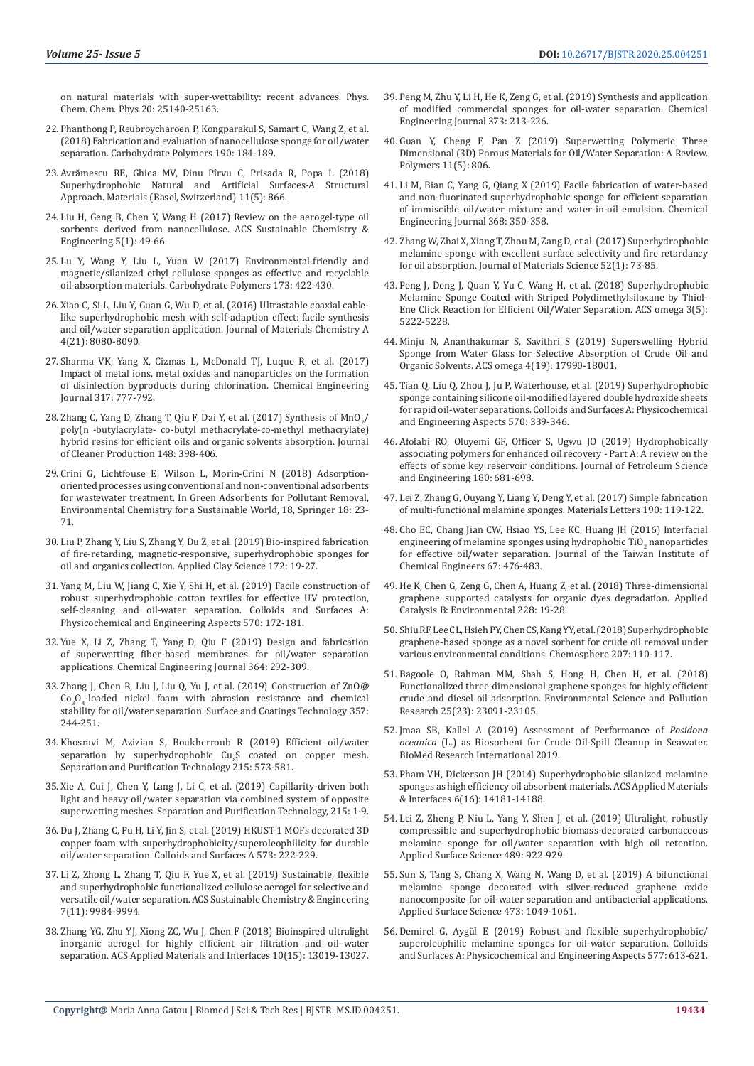on natural materials with super-wettability: recent advances. Phys. Chem. Chem. Phys 20: 25140-25163.

22. Phanthong P, Reubroycharoen P, Kongparakul S, Samart C, Wang Z, et al. (2018) Fabrication and evaluation of nanocellulose sponge for oil/water separation. Carbohydrate Polymers 190: 184-189.

23. Avrămescu RE, Ghica MV, Dinu Pîrvu C, Prisada R, Popa L (2018) Superhydrophobic Natural and Artificial Surfaces-A Structural Approach. Materials (Basel, Switzerland) 11(5): 866.

24. Liu H, Geng B, Chen Y, Wang H (2017) Review on the aerogel-type oil sorbents derived from nanocellulose. ACS Sustainable Chemistry & Engineering 5(1): 49-66.

25. Lu Y, Wang Y, Liu L, Yuan W (2017) Environmental-friendly and magnetic/silanized ethyl cellulose sponges as effective and recyclable oil-absorption materials. Carbohydrate Polymers 173: 422-430.

26. Xiao C, Si L, Liu Y, Guan G, Wu D, et al. (2016) Ultrastable coaxial cable-like superhydrophobic mesh with self-adaption effect: facile synthesis and oil/water separation application. Journal of Materials Chemistry A 4(21): 8080-8090.

27. Sharma VK, Yang X, Cizmas L, McDonald TJ, Luque R, et al. (2017) Impact of metal ions, metal oxides and nanoparticles on the formation of disinfection byproducts during chlorination. Chemical Engineering Journal 317: 777-792.

28. Zhang C, Yang D, Zhang T, Qiu F, Dai Y, et al. (2017) Synthesis of $MnO_2$/poly(n -butylacrylate- co-butyl methacrylate-co-methyl methacrylate) hybrid resins for efficient oils and organic solvents absorption. Journal of Cleaner Production 148: 398-406.

29. Crini G, Lichtfouse E, Wilson L, Morin-Crini N (2018) Adsorption-oriented processes using conventional and non-conventional adsorbents for wastewater treatment. In Green Adsorbents for Pollutant Removal, Environmental Chemistry for a Sustainable World, 18, Springer 18: 23-71.

30. Liu P, Zhang Y, Liu S, Zhang Y, Du Z, et al. (2019) Bio-inspired fabrication of fire-retarding, magnetic-responsive, superhydrophobic sponges for oil and organics collection. Applied Clay Science 172: 19-27.

31. Yang M, Liu W, Jiang C, Xie Y, Shi H, et al. (2019) Facile construction of robust superhydrophobic cotton textiles for effective UV protection, self-cleaning and oil-water separation. Colloids and Surfaces A: Physicochemical and Engineering Aspects 570: 172-181.

32. Yue X, Li Z, Zhang T, Yang D, Qiu F (2019) Design and fabrication of superwetting fiber-based membranes for oil/water separation applications. Chemical Engineering Journal 364: 292-309.

33. Zhang J, Chen R, Liu J, Liu Q, Yu J, et al. (2019) Construction of ZnO@$Co_3O_4$-loaded nickel foam with abrasion resistance and chemical stability for oil/water separation. Surface and Coatings Technology 357: 244-251.

34. Khosravi M, Azizian S, Boukherroub R (2019) Efficient oil/water separation by superhydrophobic $Cu_xS$ coated on copper mesh. Separation and Purification Technology 215: 573-581.

35. Xie A, Cui J, Chen Y, Lang J, Li C, et al. (2019) Capillarity-driven both light and heavy oil/water separation via combined system of opposite superwetting meshes. Separation and Purification Technology, 215: 1-9.

36. Du J, Zhang C, Pu H, Li Y, Jin S, et al. (2019) HKUST-1 MOFs decorated 3D copper foam with superhydrophobicity/superoleophilicity for durable oil/water separation. Colloids and Surfaces A 573: 222-229.

37. Li Z, Zhong L, Zhang T, Qiu F, Yue X, et al. (2019) Sustainable, flexible and superhydrophobic functionalized cellulose aerogel for selective and versatile oil/water separation. ACS Sustainable Chemistry & Engineering 7(11): 9984-9994.

38. Zhang YG, Zhu YJ, Xiong ZC, Wu J, Chen F (2018) Bioinspired ultralight inorganic aerogel for highly efficient air filtration and oil–water separation. ACS Applied Materials and Interfaces 10(15): 13019-13027.

39. Peng M, Zhu Y, Li H, He K, Zeng G, et al. (2019) Synthesis and application of modified commercial sponges for oil-water separation. Chemical Engineering Journal 373: 213-226.

40. Guan Y, Cheng F, Pan Z (2019) Superwetting Polymeric Three Dimensional (3D) Porous Materials for Oil/Water Separation: A Review. Polymers 11(5): 806.

41. Li M, Bian C, Yang G, Qiang X (2019) Facile fabrication of water-based and non-fluorinated superhydrophobic sponge for efficient separation of immiscible oil/water mixture and water-in-oil emulsion. Chemical Engineering Journal 368: 350-358.

42. Zhang W, Zhai X, Xiang T, Zhou M, Zang D, et al. (2017) Superhydrophobic melamine sponge with excellent surface selectivity and fire retardancy for oil absorption. Journal of Materials Science 52(1): 73-85.

43. Peng J, Deng J, Quan Y, Yu C, Wang H, et al. (2018) Superhydrophobic Melamine Sponge Coated with Striped Polydimethylsiloxane by Thiol-Ene Click Reaction for Efficient Oil/Water Separation. ACS omega 3(5): 5222-5228.

44. Minju N, Ananthakumar S, Savithri S (2019) Superswelling Hybrid Sponge from Water Glass for Selective Absorption of Crude Oil and Organic Solvents. ACS omega 4(19): 17990-18001.

45. Tian Q, Liu Q, Zhou J, Ju P, Waterhouse, et al. (2019) Superhydrophobic sponge containing silicone oil-modified layered double hydroxide sheets for rapid oil-water separations. Colloids and Surfaces A: Physicochemical and Engineering Aspects 570: 339-346.

46. Afolabi RO, Oluyemi GF, Officer S, Ugwu JO (2019) Hydrophobically associating polymers for enhanced oil recovery - Part A: A review on the effects of some key reservoir conditions. Journal of Petroleum Science and Engineering 180: 681-698.

47. Lei Z, Zhang G, Ouyang Y, Liang Y, Deng Y, et al. (2017) Simple fabrication of multi-functional melamine sponges. Materials Letters 190: 119-122.

48. Cho EC, Chang Jian CW, Hsiao YS, Lee KC, Huang JH (2016) Interfacial engineering of melamine sponges using hydrophobic $TiO_2$ nanoparticles for effective oil/water separation. Journal of the Taiwan Institute of Chemical Engineers 67: 476-483.

49. He K, Chen G, Zeng G, Chen A, Huang Z, et al. (2018) Three-dimensional graphene supported catalysts for organic dyes degradation. Applied Catalysis B: Environmental 228: 19-28.

50. Shiu RF, Lee CL, Hsieh PY, Chen CS, Kang YY, et al. (2018) Superhydrophobic graphene-based sponge as a novel sorbent for crude oil removal under various environmental conditions. Chemosphere 207: 110-117.

51. Bagoole O, Rahman MM, Shah S, Hong H, Chen H, et al. (2018) Functionalized three-dimensional graphene sponges for highly efficient crude and diesel oil adsorption. Environmental Science and Pollution Research 25(23): 23091-23105.

52. Jmaa SB, Kallel A (2019) Assessment of Performance of *Posidona oceanica* (L.) as Biosorbent for Crude Oil-Spill Cleanup in Seawater. BioMed Research International 2019.

53. Pham VH, Dickerson JH (2014) Superhydrophobic silanized melamine sponges as high efficiency oil absorbent materials. ACS Applied Materials & Interfaces 6(16): 14181-14188.

54. Lei Z, Zheng P, Niu L, Yang Y, Shen J, et al. (2019) Ultralight, robustly compressible and superhydrophobic biomass-decorated carbonaceous melamine sponge for oil/water separation with high oil retention. Applied Surface Science 489: 922-929.

55. Sun S, Tang S, Chang X, Wang N, Wang D, et al. (2019) A bifunctional melamine sponge decorated with silver-reduced graphene oxide nanocomposite for oil-water separation and antibacterial applications. Applied Surface Science 473: 1049-1061.

56. Demirel G, Aygül E (2019) Robust and flexible superhydrophobic/superoleophilic melamine sponges for oil-water separation. Colloids and Surfaces A: Physicochemical and Engineering Aspects 577: 613-621.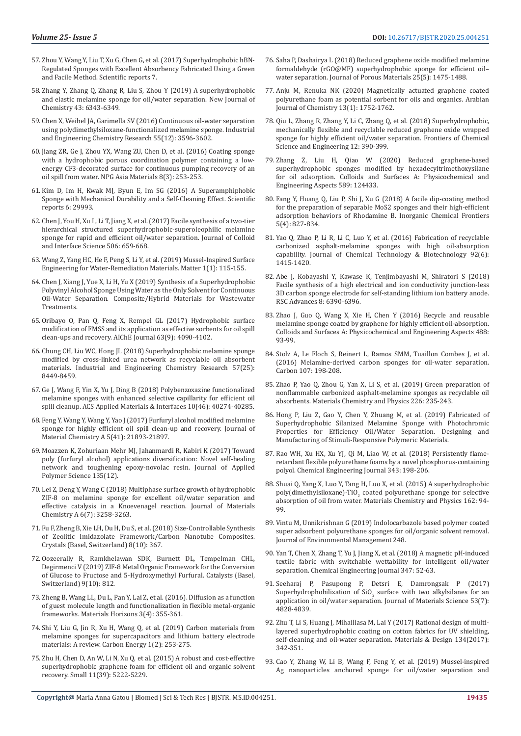57. Zhou Y, Wang Y, Liu T, Xu G, Chen G, et al. (2017) Superhydrophobic hBN-Regulated Sponges with Excellent Absorbency Fabricated Using a Green and Facile Method. Scientific reports 7.

58. Zhang Y, Zhang Q, Zhang R, Liu S, Zhou Y (2019) A superhydrophobic and elastic melamine sponge for oil/water separation. New Journal of Chemistry 43: 6343-6349.

59. Chen X, Weibel JA, Garimella SV (2016) Continuous oil-water separation using polydimethylsiloxane-functionalized melamine sponge. Industrial and Engineering Chemistry Research 55(12): 3596-3602.

60. Jiang ZR, Ge J, Zhou YX, Wang ZU, Chen D, et al. (2016) Coating sponge with a hydrophobic porous coordination polymer containing a low-energy CF3-decorated surface for continuous pumping recovery of an oil spill from water. NPG Asia Materials 8(3): 253-253.

61. Kim D, Im H, Kwak MJ, Byun E, Im SG (2016) A Superamphiphobic Sponge with Mechanical Durability and a Self-Cleaning Effect. Scientific reports 6: 29993.

62. Chen J, You H, Xu L, Li T, Jiang X, et al. (2017) Facile synthesis of a two-tier hierarchical structured superhydrophobic-superoleophilic melamine sponge for rapid and efficient oil/water separation. Journal of Colloid and Interface Science 506: 659-668.

63. Wang Z, Yang HC, He F, Peng S, Li Y, et al. (2019) Mussel-Inspired Surface Engineering for Water-Remediation Materials. Matter 1(1): 115-155.

64. Chen J, Xiang J, Yue X, Li H, Yu X (2019) Synthesis of a Superhydrophobic Polyvinyl Alcohol Sponge Using Water as the Only Solvent for Continuous Oil-Water Separation. Composite/Hybrid Materials for Wastewater Treatments.

65. Oribayo O, Pan Q, Feng X, Rempel GL (2017) Hydrophobic surface modification of FMSS and its application as effective sorbents for oil spill clean-ups and recovery. AIChE Journal 63(9): 4090-4102.

66. Chung CH, Liu WC, Hong JL (2018) Superhydrophobic melamine sponge modified by cross-linked urea network as recyclable oil absorbent materials. Industrial and Engineering Chemistry Research 57(25): 8449-8459.

67. Ge J, Wang F, Yin X, Yu J, Ding B (2018) Polybenzoxazine functionalized melamine sponges with enhanced selective capillarity for efficient oil spill cleanup. ACS Applied Materials & Interfaces 10(46): 40274-40285.

68. Feng Y, Wang Y, Wang Y, Yao J (2017) Furfuryl alcohol modified melamine sponge for highly efficient oil spill clean-up and recovery. Journal of Material Chemistry A 5(41): 21893-21897.

69. Moazzen K, Zohuriaan Mehr MJ, Jahanmardi R, Kabiri K (2017) Toward poly (furfuryl alcohol) applications diversification: Novel self-healing network and toughening epoxy-novolac resin. Journal of Applied Polymer Science 135(12).

70. Lei Z, Deng Y, Wang C (2018) Multiphase surface growth of hydrophobic ZIF-8 on melamine sponge for excellent oil/water separation and effective catalysis in a Knoevenagel reaction. Journal of Materials Chemistry A 6(7): 3258-3263.

71. Fu F, Zheng B, Xie LH, Du H, Du S, et al. (2018) Size-Controllable Synthesis of Zeolitic Imidazolate Framework/Carbon Nanotube Composites. Crystals (Basel, Switzerland) 8(10): 367.

72. Oozeerally R, Ramkhelawan SDK, Burnett DL, Tempelman CHL, Degirmenci V (2019) ZIF-8 Metal Organic Framework for the Conversion of Glucose to Fructose and 5-Hydroxymethyl Furfural. Catalysts (Basel, Switzerland) 9(10): 812.

73. Zheng B, Wang LL, Du L, Pan Y, Lai Z, et al. (2016). Diffusion as a function of guest molecule length and functionalization in flexible metal-organic frameworks. Materials Horizons 3(4): 355-361.

74. Shi Y, Liu G, Jin R, Xu H, Wang Q, et al. (2019) Carbon materials from melamine sponges for supercapacitors and lithium battery electrode materials: A review. Carbon Energy 1(2): 253-275.

75. Zhu H, Chen D, An W, Li N, Xu Q, et al. (2015) A robust and cost-effective superhydrophobic graphene foam for efficient oil and organic solvent recovery. Small 11(39): 5222-5229.

76. Saha P, Dashairya L (2018) Reduced graphene oxide modified melamine formaldehyde (rGO@MF) superhydrophobic sponge for efficient oil–water separation. Journal of Porous Materials 25(5): 1475-1488.

77. Anju M, Renuka NK (2020) Magnetically actuated graphene coated polyurethane foam as potential sorbent for oils and organics. Arabian Journal of Chemistry 13(1): 1752-1762.

78. Qiu L, Zhang R, Zhang Y, Li C, Zhang Q, et al. (2018) Superhydrophobic, mechanically flexible and recyclable reduced graphene oxide wrapped sponge for highly efficient oil/water separation. Frontiers of Chemical Science and Engineering 12: 390-399.

79. Zhang Z, Liu H, Qiao W (2020) Reduced graphene-based superhydrophobic sponges modified by hexadecyltrimethoxysilane for oil adsorption. Colloids and Surfaces A: Physicochemical and Engineering Aspects 589: 124433.

80. Fang Y, Huang Q, Liu P, Shi J, Xu G (2018) A facile dip-coating method for the preparation of separable MoS2 sponges and their high-efficient adsorption behaviors of Rhodamine B. Inorganic Chemical Frontiers 5(4): 827-834.

81. Yao Q, Zhao P, Li R, Li C, Luo Y, et al. (2016) Fabrication of recyclable carbonized asphalt-melamine sponges with high oil-absorption capability. Journal of Chemical Technology & Biotechnology 92(6): 1415-1420.

82. Abe J, Kobayashi Y, Kawase K, Tenjimbayashi M, Shiratori S (2018) Facile synthesis of a high electrical and ion conductivity junction-less 3D carbon sponge electrode for self-standing lithium ion battery anode. RSC Advances 8: 6390-6396.

83. Zhao J, Guo Q, Wang X, Xie H, Chen Y (2016) Recycle and reusable melamine sponge coated by graphene for highly efficient oil-absorption. Colloids and Surfaces A: Physicochemical and Engineering Aspects 488: 93-99.

84. Stolz A, Le Floch S, Reinert L, Ramos SMM, Tuaillon Combes J, et al. (2016) Melamine-derived carbon sponges for oil-water separation. Carbon 107: 198-208.

85. Zhao P, Yao Q, Zhou G, Yan X, Li S, et al. (2019) Green preparation of nonflammable carbonized asphalt-melamine sponges as recyclable oil absorbents. Materials Chemistry and Physics 226: 235-243.

86. Hong P, Liu Z, Gao Y, Chen Y, Zhuang M, et al. (2019) Fabricated of Superhydrophobic Silanized Melamine Sponge with Photochromic Properties for Efficiency Oil/Water Separation. Designing and Manufacturing of Stimuli-Responsive Polymeric Materials.

87. Rao WH, Xu HX, Xu YJ, Qi M, Liao W, et al. (2018) Persistently flame-retardant flexible polyurethane foams by a novel phosphorus-containing polyol. Chemical Engineering Journal 343: 198-206.

88. Shuai Q, Yang X, Luo Y, Tang H, Luo X, et al. (2015) A superhydrophobic poly(dimethylsiloxane)-$TiO_2$ coated polyurethane sponge for selective absorption of oil from water. Materials Chemistry and Physics 162: 94-99.

89. Vintu M, Unnikrishnan G (2019) Indolocarbazole based polymer coated super adsorbent polyurethane sponges for oil/organic solvent removal. Journal of Environmental Management 248.

90. Yan T, Chen X, Zhang T, Yu J, Jiang X, et al. (2018) A magnetic pH-induced textile fabric with switchable wettability for intelligent oil/water separation. Chemical Engineering Journal 347: 52-63.

91. Seeharaj P, Pasupong P, Detsri E, Damrongsak P (2017) Superhydrophobilization of $SiO_2$ surface with two alkylsilanes for an application in oil/water separation. Journal of Materials Science 53(7): 4828-4839.

92. Zhu T, Li S, Huang J, Mihailiasa M, Lai Y (2017) Rational design of multi-layered superhydrophobic coating on cotton fabrics for UV shielding, self-cleaning and oil-water separation. Materials & Design 134(2017): 342-351.

93. Cao Y, Zhang W, Li B, Wang F, Feng Y, et al. (2019) Mussel-inspired Ag nanoparticles anchored sponge for oil/water separation and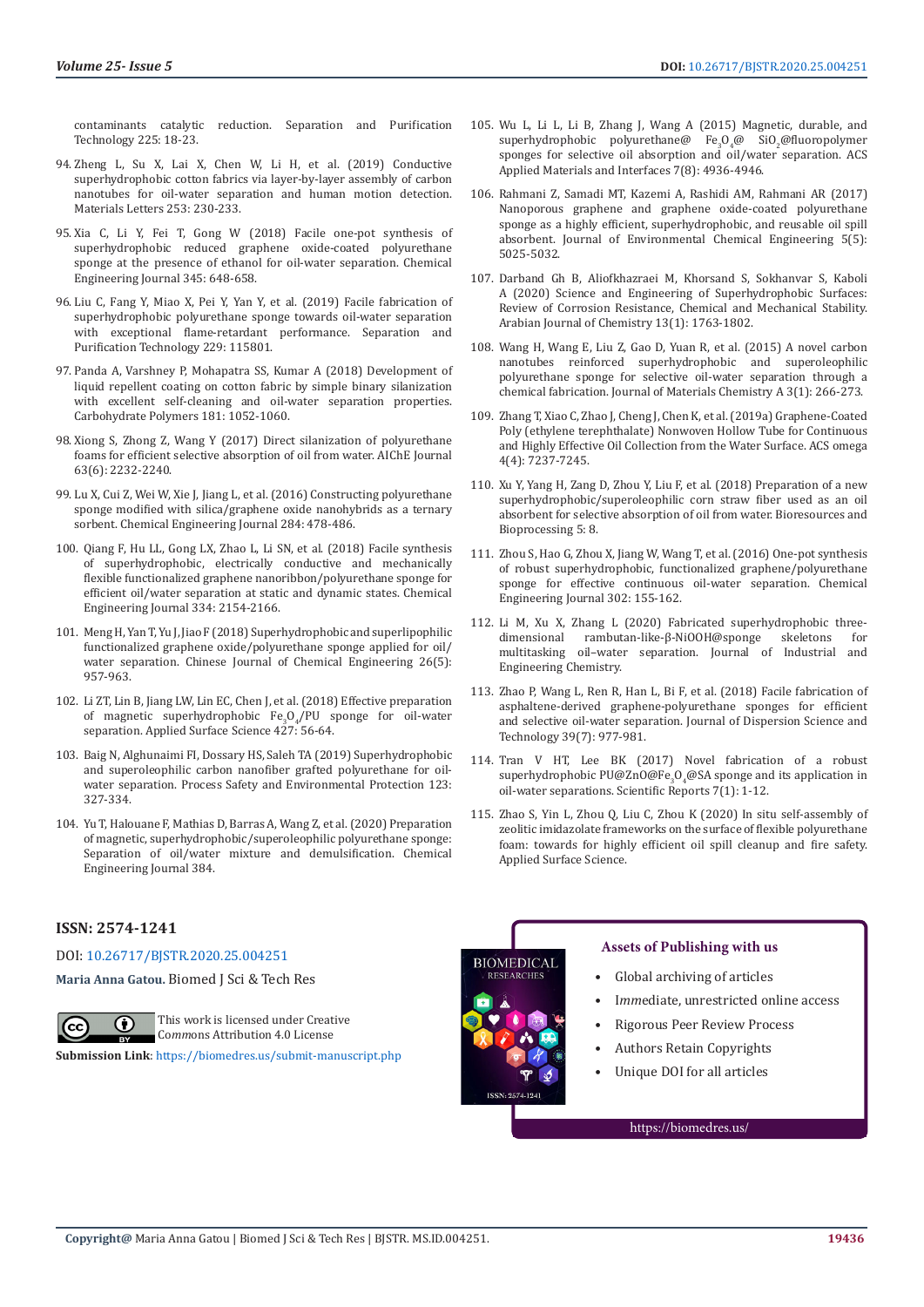contaminants catalytic reduction. Separation and Purification Technology 225: 18-23.

94. Zheng L, Su X, Lai X, Chen W, Li H, et al. (2019) Conductive superhydrophobic cotton fabrics via layer-by-layer assembly of carbon nanotubes for oil-water separation and human motion detection. Materials Letters 253: 230-233.

95. Xia C, Li Y, Fei T, Gong W (2018) Facile one-pot synthesis of superhydrophobic reduced graphene oxide-coated polyurethane sponge at the presence of ethanol for oil-water separation. Chemical Engineering Journal 345: 648-658.

96. Liu C, Fang Y, Miao X, Pei Y, Yan Y, et al. (2019) Facile fabrication of superhydrophobic polyurethane sponge towards oil-water separation with exceptional flame-retardant performance. Separation and Purification Technology 229: 115801.

97. Panda A, Varshney P, Mohapatra SS, Kumar A (2018) Development of liquid repellent coating on cotton fabric by simple binary silanization with excellent self-cleaning and oil-water separation properties. Carbohydrate Polymers 181: 1052-1060.

98. Xiong S, Zhong Z, Wang Y (2017) Direct silanization of polyurethane foams for efficient selective absorption of oil from water. AIChE Journal 63(6): 2232-2240.

99. Lu X, Cui Z, Wei W, Xie J, Jiang L, et al. (2016) Constructing polyurethane sponge modified with silica/graphene oxide nanohybrids as a ternary sorbent. Chemical Engineering Journal 284: 478-486.

100. Qiang F, Hu LL, Gong LX, Zhao L, Li SN, et al. (2018) Facile synthesis of superhydrophobic, electrically conductive and mechanically flexible functionalized graphene nanoribbon/polyurethane sponge for efficient oil/water separation at static and dynamic states. Chemical Engineering Journal 334: 2154-2166.

101. Meng H, Yan T, Yu J, Jiao F (2018) Superhydrophobic and superlipophilic functionalized graphene oxide/polyurethane sponge applied for oil/water separation. Chinese Journal of Chemical Engineering 26(5): 957-963.

102. Li ZT, Lin B, Jiang LW, Lin EC, Chen J, et al. (2018) Effective preparation of magnetic superhydrophobic $Fe_3O_4$/PU sponge for oil-water separation. Applied Surface Science 427: 56-64.

103. Baig N, Alghunaimi FI, Dossary HS, Saleh TA (2019) Superhydrophobic and superoleophilic carbon nanofiber grafted polyurethane for oil-water separation. Process Safety and Environmental Protection 123: 327-334.

104. Yu T, Halouane F, Mathias D, Barras A, Wang Z, et al. (2020) Preparation of magnetic, superhydrophobic/superoleophilic polyurethane sponge: Separation of oil/water mixture and demulsification. Chemical Engineering Journal 384.

105. Wu L, Li L, Li B, Zhang J, Wang A (2015) Magnetic, durable, and superhydrophobic polyurethane@ $Fe_3O_4$@ $SiO_2$@fluoropolymer sponges for selective oil absorption and oil/water separation. ACS Applied Materials and Interfaces 7(8): 4936-4946.

106. Rahmani Z, Samadi MT, Kazemi A, Rashidi AM, Rahmani AR (2017) Nanoporous graphene and graphene oxide-coated polyurethane sponge as a highly efficient, superhydrophobic, and reusable oil spill absorbent. Journal of Environmental Chemical Engineering 5(5): 5025-5032.

107. Darband Gh B, Aliofkhazraei M, Khorsand S, Sokhanvar S, Kaboli A (2020) Science and Engineering of Superhydrophobic Surfaces: Review of Corrosion Resistance, Chemical and Mechanical Stability. Arabian Journal of Chemistry 13(1): 1763-1802.

108. Wang H, Wang E, Liu Z, Gao D, Yuan R, et al. (2015) A novel carbon nanotubes reinforced superhydrophobic and superoleophilic polyurethane sponge for selective oil-water separation through a chemical fabrication. Journal of Materials Chemistry A 3(1): 266-273.

109. Zhang T, Xiao C, Zhao J, Cheng J, Chen K, et al. (2019a) Graphene-Coated Poly (ethylene terephthalate) Nonwoven Hollow Tube for Continuous and Highly Effective Oil Collection from the Water Surface. ACS omega 4(4): 7237-7245.

110. Xu Y, Yang H, Zang D, Zhou Y, Liu F, et al. (2018) Preparation of a new superhydrophobic/superoleophilic corn straw fiber used as an oil absorbent for selective absorption of oil from water. Bioresources and Bioprocessing 5: 8.

111. Zhou S, Hao G, Zhou X, Jiang W, Wang T, et al. (2016) One-pot synthesis of robust superhydrophobic, functionalized graphene/polyurethane sponge for effective continuous oil-water separation. Chemical Engineering Journal 302: 155-162.

112. Li M, Xu X, Zhang L (2020) Fabricated superhydrophobic three-dimensional rambutan-like-β-NiOOH@sponge skeletons for multitasking oil–water separation. Journal of Industrial and Engineering Chemistry.

113. Zhao P, Wang L, Ren R, Han L, Bi F, et al. (2018) Facile fabrication of asphaltene-derived graphene-polyurethane sponges for efficient and selective oil-water separation. Journal of Dispersion Science and Technology 39(7): 977-981.

114. Tran V HT, Lee BK (2017) Novel fabrication of a robust superhydrophobic PU@ZnO@$Fe_3O_4$@SA sponge and its application in oil-water separations. Scientific Reports 7(1): 1-12.

115. Zhao S, Yin L, Zhou Q, Liu C, Zhou K (2020) In situ self-assembly of zeolitic imidazolate frameworks on the surface of flexible polyurethane foam: towards for highly efficient oil spill cleanup and fire safety. Applied Surface Science.

**ISSN: 2574-1241**

DOI: 10.26717/BJSTR.2020.25.004251

**Maria Anna Gatou.** Biomed J Sci & Tech Res

This work is licensed under Creative Commons Attribution 4.0 License

**Submission Link**: https://biomedres.us/submit-manuscript.php

**Assets of Publishing with us**

- Global archiving of articles
- Immediate, unrestricted online access
- Rigorous Peer Review Process
- Authors Retain Copyrights
- Unique DOI for all articles

https://biomedres.us/